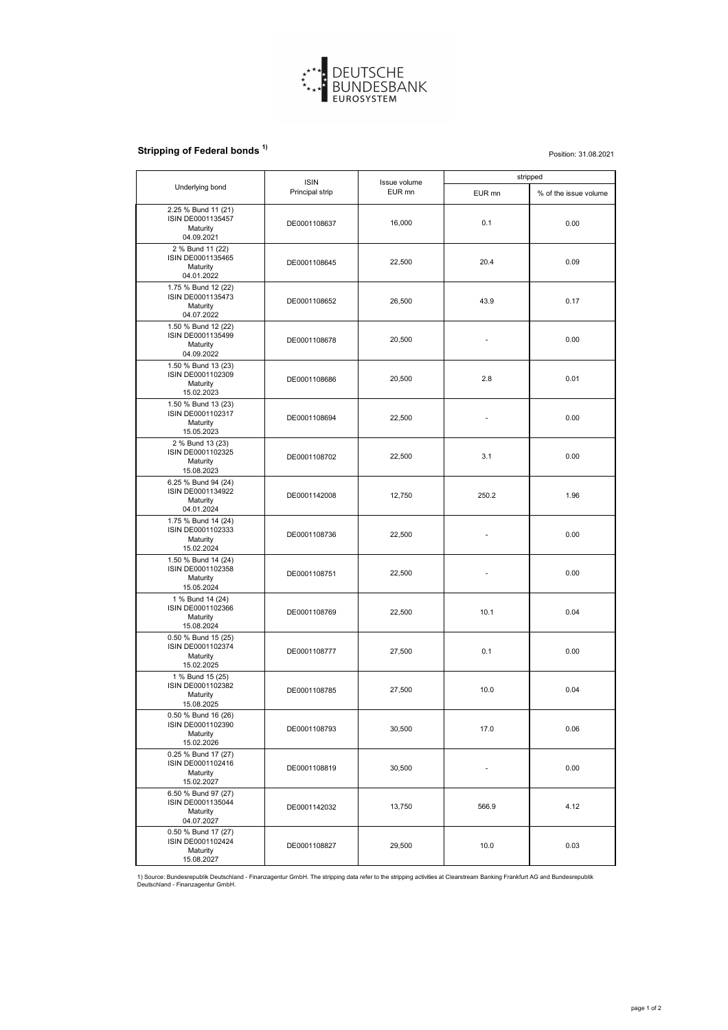DEUTSCHE BUNDESBANK
EUROSYSTEM

## Stripping of Federal bonds [1)]

Position: 31.08.2021

| Underlying bond | ISIN Principal strip | Issue volume EUR mn | stripped | |
|---|---|---|---|---|
| | | | EUR mn | % of the issue volume |
| 2.25 % Bund 11 (21) ISIN DE0001135457 Maturity 04.09.2021 | DE0001108637 | 16,000 | 0.1 | 0.00 |
| 2 % Bund 11 (22) ISIN DE0001135465 Maturity 04.01.2022 | DE0001108645 | 22,500 | 20.4 | 0.09 |
| 1.75 % Bund 12 (22) ISIN DE0001135473 Maturity 04.07.2022 | DE0001108652 | 26,500 | 43.9 | 0.17 |
| 1.50 % Bund 12 (22) ISIN DE0001135499 Maturity 04.09.2022 | DE0001108678 | 20,500 | - | 0.00 |
| 1.50 % Bund 13 (23) ISIN DE0001102309 Maturity 15.02.2023 | DE0001108686 | 20,500 | 2.8 | 0.01 |
| 1.50 % Bund 13 (23) ISIN DE0001102317 Maturity 15.05.2023 | DE0001108694 | 22,500 | - | 0.00 |
| 2 % Bund 13 (23) ISIN DE0001102325 Maturity 15.08.2023 | DE0001108702 | 22,500 | 3.1 | 0.00 |
| 6.25 % Bund 94 (24) ISIN DE0001134922 Maturity 04.01.2024 | DE0001142008 | 12,750 | 250.2 | 1.96 |
| 1.75 % Bund 14 (24) ISIN DE0001102333 Maturity 15.02.2024 | DE0001108736 | 22,500 | - | 0.00 |
| 1.50 % Bund 14 (24) ISIN DE0001102358 Maturity 15.05.2024 | DE0001108751 | 22,500 | - | 0.00 |
| 1 % Bund 14 (24) ISIN DE0001102366 Maturity 15.08.2024 | DE0001108769 | 22,500 | 10.1 | 0.04 |
| 0.50 % Bund 15 (25) ISIN DE0001102374 Maturity 15.02.2025 | DE0001108777 | 27,500 | 0.1 | 0.00 |
| 1 % Bund 15 (25) ISIN DE0001102382 Maturity 15.08.2025 | DE0001108785 | 27,500 | 10.0 | 0.04 |
| 0.50 % Bund 16 (26) ISIN DE0001102390 Maturity 15.02.2026 | DE0001108793 | 30,500 | 17.0 | 0.06 |
| 0.25 % Bund 17 (27) ISIN DE0001102416 Maturity 15.02.2027 | DE0001108819 | 30,500 | - | 0.00 |
| 6.50 % Bund 97 (27) ISIN DE0001135044 Maturity 04.07.2027 | DE0001142032 | 13,750 | 566.9 | 4.12 |
| 0.50 % Bund 17 (27) ISIN DE0001102424 Maturity 15.08.2027 | DE0001108827 | 29,500 | 10.0 | 0.03 |

1) Source: Bundesrepublik Deutschland - Finanzagentur GmbH. The stripping data refer to the stripping activities at Clearstream Banking Frankfurt AG and Bundesrepublik Deutschland - Finanzagentur GmbH.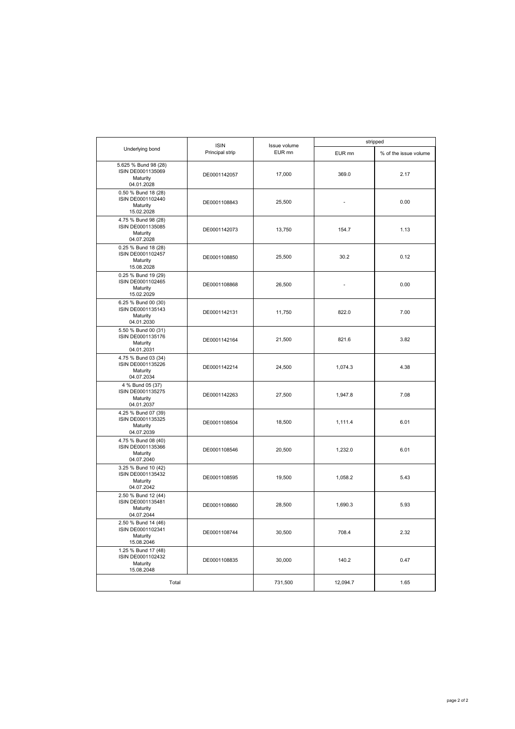| Underlying bond | ISIN Principal strip | Issue volume EUR mn | stripped | |
|---|---|---|---|---|
| | | | EUR mn | % of the issue volume |
| 5.625 % Bund 98 (28) ISIN DE0001135069 Maturity 04.01.2028 | DE0001142057 | 17,000 | 369.0 | 2.17 |
| 0.50 % Bund 18 (28) ISIN DE0001102440 Maturity 15.02.2028 | DE0001108843 | 25,500 | - | 0.00 |
| 4.75 % Bund 98 (28) ISIN DE0001135085 Maturity 04.07.2028 | DE0001142073 | 13,750 | 154.7 | 1.13 |
| 0.25 % Bund 18 (28) ISIN DE0001102457 Maturity 15.08.2028 | DE0001108850 | 25,500 | 30.2 | 0.12 |
| 0.25 % Bund 19 (29) ISIN DE0001102465 Maturity 15.02.2029 | DE0001108868 | 26,500 | - | 0.00 |
| 6.25 % Bund 00 (30) ISIN DE0001135143 Maturity 04.01.2030 | DE0001142131 | 11,750 | 822.0 | 7.00 |
| 5.50 % Bund 00 (31) ISIN DE0001135176 Maturity 04.01.2031 | DE0001142164 | 21,500 | 821.6 | 3.82 |
| 4.75 % Bund 03 (34) ISIN DE0001135226 Maturity 04.07.2034 | DE0001142214 | 24,500 | 1,074.3 | 4.38 |
| 4 % Bund 05 (37) ISIN DE0001135275 Maturity 04.01.2037 | DE0001142263 | 27,500 | 1,947.8 | 7.08 |
| 4.25 % Bund 07 (39) ISIN DE0001135325 Maturity 04.07.2039 | DE0001108504 | 18,500 | 1,111.4 | 6.01 |
| 4.75 % Bund 08 (40) ISIN DE0001135366 Maturity 04.07.2040 | DE0001108546 | 20,500 | 1,232.0 | 6.01 |
| 3.25 % Bund 10 (42) ISIN DE0001135432 Maturity 04.07.2042 | DE0001108595 | 19,500 | 1,058.2 | 5.43 |
| 2.50 % Bund 12 (44) ISIN DE0001135481 Maturity 04.07.2044 | DE0001108660 | 28,500 | 1,690.3 | 5.93 |
| 2.50 % Bund 14 (46) ISIN DE0001102341 Maturity 15.08.2046 | DE0001108744 | 30,500 | 708.4 | 2.32 |
| 1.25 % Bund 17 (48) ISIN DE0001102432 Maturity 15.08.2048 | DE0001108835 | 30,000 | 140.2 | 0.47 |
| Total | | 731,500 | 12,094.7 | 1.65 |